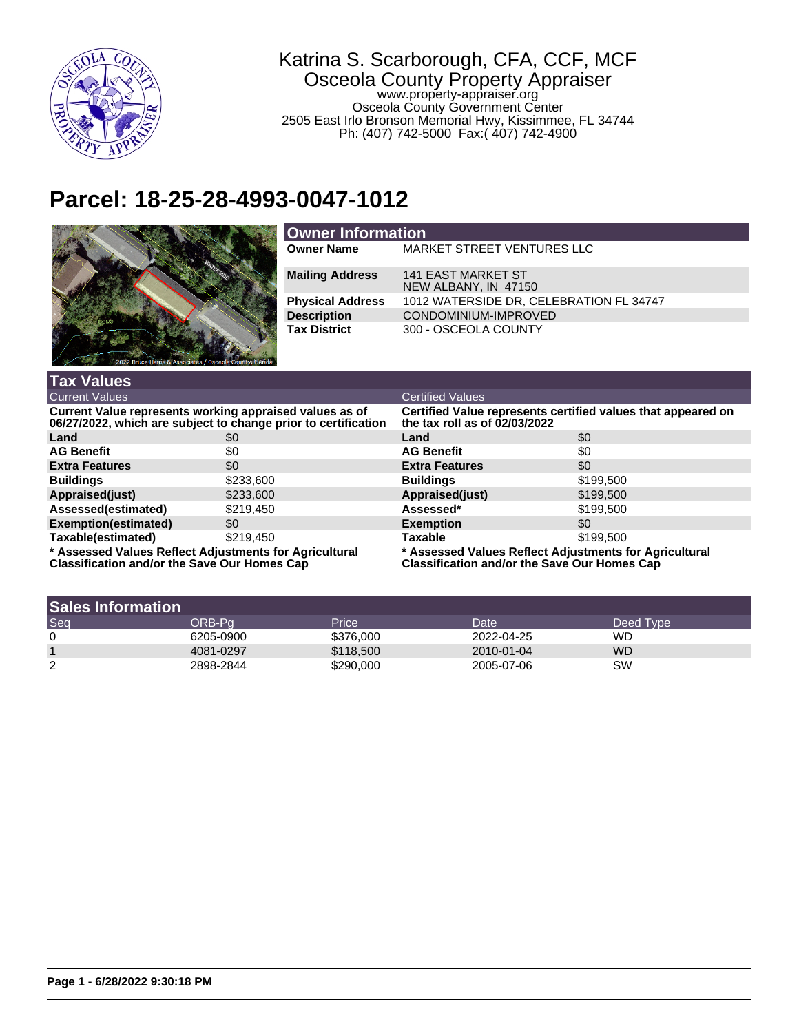Katrina S. Scarborough, CFA, CCF, MCF
Osceola County Property Appraiser
www.property-appraiser.org
Osceola County Government Center
2505 East Irlo Bronson Memorial Hwy, Kissimmee, FL 34744
Ph: (407) 742-5000  Fax:( 407) 742-4900

# Parcel: 18-25-28-4993-0047-1012

## Owner Information

| | |
|---|---|
| **Owner Name** | MARKET STREET VENTURES LLC |
| **Mailing Address** | 141 EAST MARKET ST<br>NEW ALBANY, IN 47150 |
| **Physical Address** | 1012 WATERSIDE DR, CELEBRATION FL 34747 |
| **Description** | CONDOMINIUM-IMPROVED |
| **Tax District** | 300 - OSCEOLA COUNTY |

## Tax Values

### Current Values

**Current Value represents working appraised values as of 06/27/2022, which are subject to change prior to certification**

| | |
|---|---|
| **Land** | $0 |
| **AG Benefit** | $0 |
| **Extra Features** | $0 |
| **Buildings** | $233,600 |
| **Appraised(just)** | $233,600 |
| **Assessed(estimated)** | $219,450 |
| **Exemption(estimated)** | $0 |
| **Taxable(estimated)** | $219,450 |

**\* Assessed Values Reflect Adjustments for Agricultural Classification and/or the Save Our Homes Cap**

### Certified Values

**Certified Value represents certified values that appeared on the tax roll as of 02/03/2022**

| | |
|---|---|
| **Land** | $0 |
| **AG Benefit** | $0 |
| **Extra Features** | $0 |
| **Buildings** | $199,500 |
| **Appraised(just)** | $199,500 |
| **Assessed*** | $199,500 |
| **Exemption** | $0 |
| **Taxable** | $199,500 |

**\* Assessed Values Reflect Adjustments for Agricultural Classification and/or the Save Our Homes Cap**

## Sales Information

| Seq | ORB-Pg | Price | Date | Deed Type |
|---|---|---|---|---|
| 0 | 6205-0900 | $376,000 | 2022-04-25 | WD |
| 1 | 4081-0297 | $118,500 | 2010-01-04 | WD |
| 2 | 2898-2844 | $290,000 | 2005-07-06 | SW |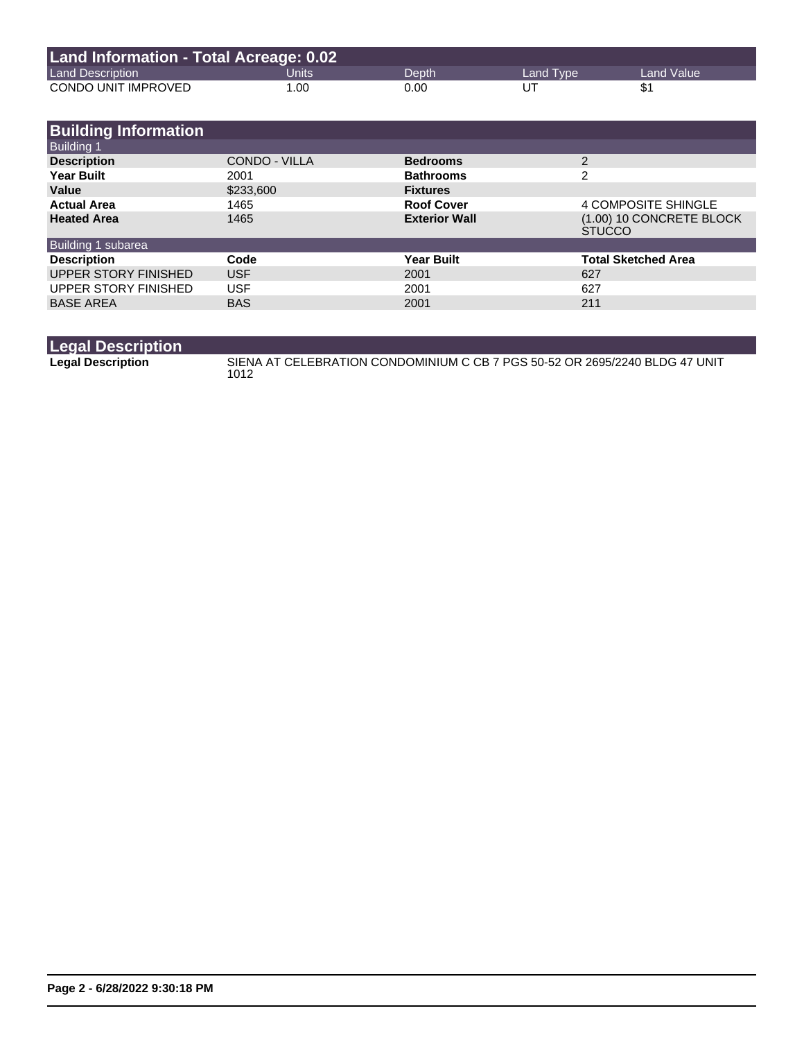## Land Information - Total Acreage: 0.02

| Land Description | Units | Depth | Land Type | Land Value |
|---|---|---|---|---|
| CONDO UNIT IMPROVED | 1.00 | 0.00 | UT | $1 |

## Building Information

### Building 1

| | | | |
|---|---|---|---|
| **Description** | CONDO - VILLA | **Bedrooms** | 2 |
| **Year Built** | 2001 | **Bathrooms** | 2 |
| **Value** | $233,600 | **Fixtures** | |
| **Actual Area** | 1465 | **Roof Cover** | 4 COMPOSITE SHINGLE |
| **Heated Area** | 1465 | **Exterior Wall** | (1.00) 10 CONCRETE BLOCK STUCCO |

### Building 1 subarea

| Description | Code | Year Built | Total Sketched Area |
|---|---|---|---|
| UPPER STORY FINISHED | USF | 2001 | 627 |
| UPPER STORY FINISHED | USF | 2001 | 627 |
| BASE AREA | BAS | 2001 | 211 |

## Legal Description

| | |
|---|---|
| **Legal Description** | SIENA AT CELEBRATION CONDOMINIUM C CB 7 PGS 50-52 OR 2695/2240 BLDG 47 UNIT 1012 |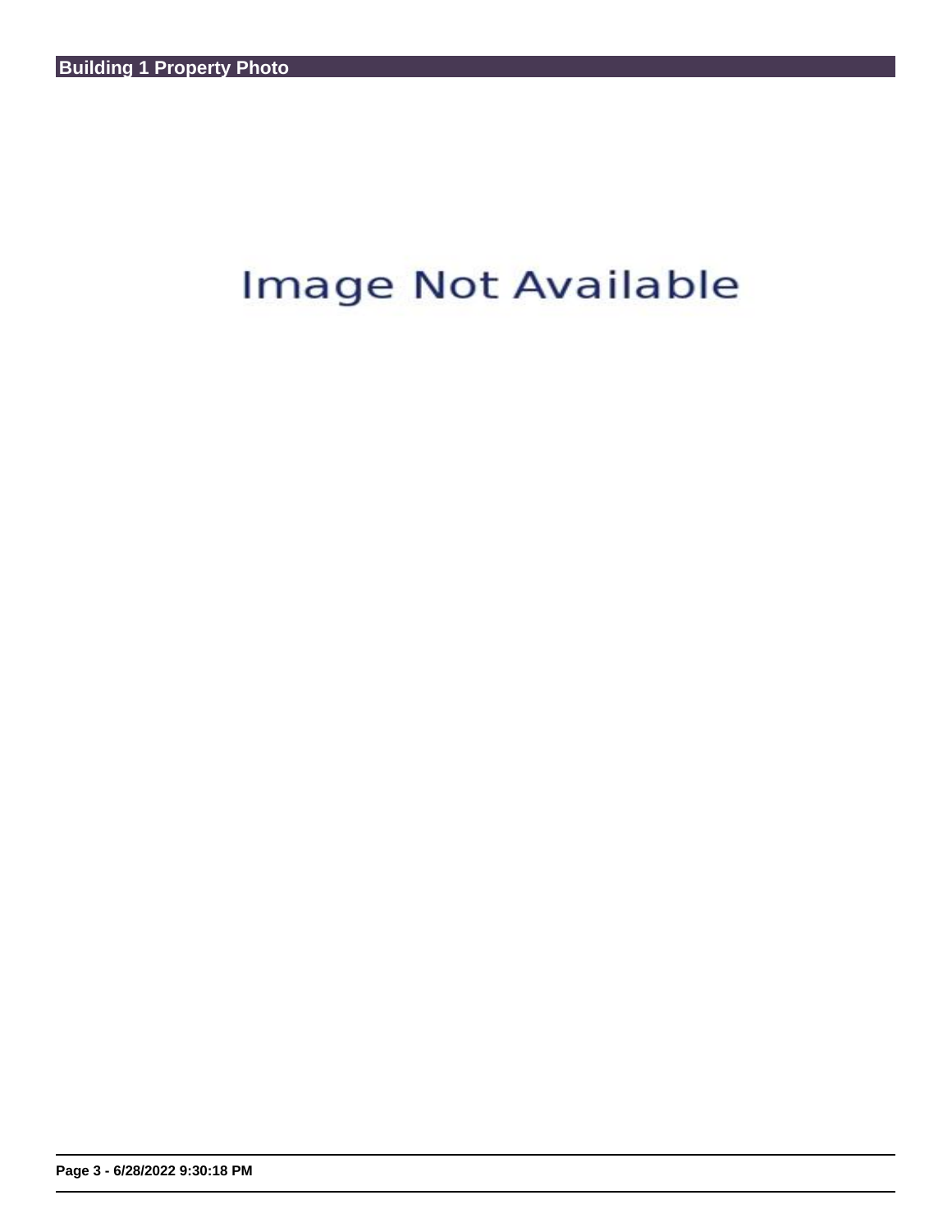## Building 1 Property Photo

Image Not Available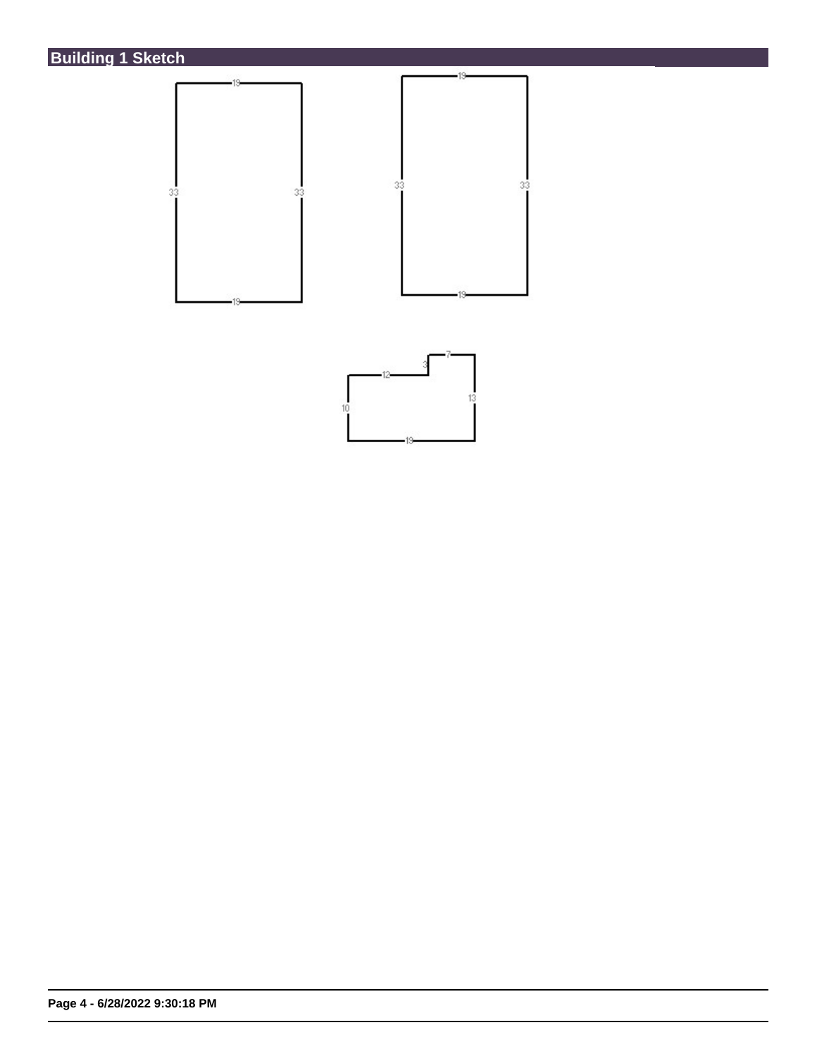## Building 1 Sketch

19

33

33

19

19

33

33

19

7

3

12

10

13

19